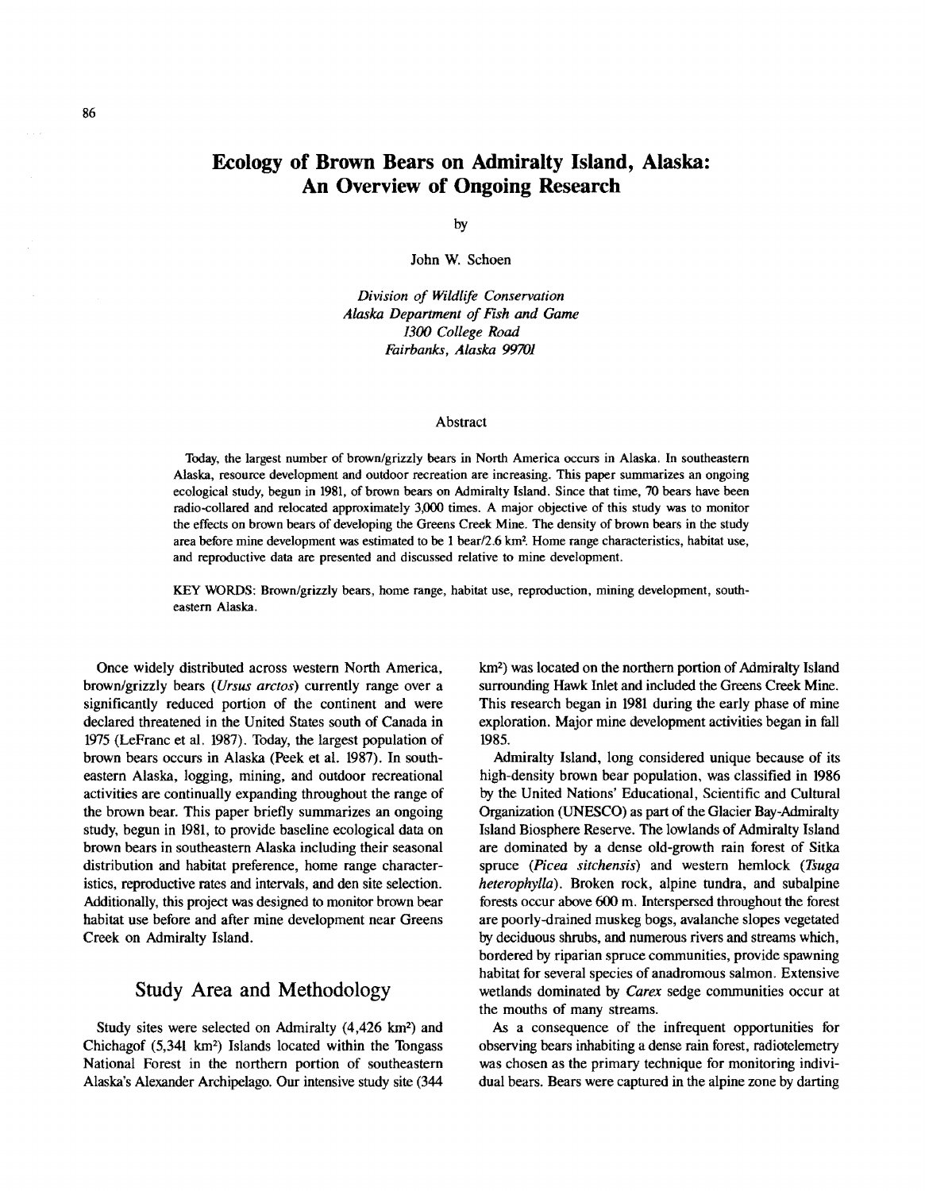# Ecology of Brown Bears on Admiralty Island, Alaska: An Overview of Ongoing Research

by

John W. Schoen

*Division of Wildlife Conservation*
*Alaska Department of Fish and Game*
*1300 College Road*
*Fairbanks, Alaska 99701*

## Abstract

Today, the largest number of brown/grizzly bears in North America occurs in Alaska. In southeastern Alaska, resource development and outdoor recreation are increasing. This paper summarizes an ongoing ecological study, begun in 1981, of brown bears on Admiralty Island. Since that time, 70 bears have been radio-collared and relocated approximately 3,000 times. A major objective of this study was to monitor the effects on brown bears of developing the Greens Creek Mine. The density of brown bears in the study area before mine development was estimated to be 1 bear/2.6 km². Home range characteristics, habitat use, and reproductive data are presented and discussed relative to mine development.

KEY WORDS: Brown/grizzly bears, home range, habitat use, reproduction, mining development, southeastern Alaska.

Once widely distributed across western North America, brown/grizzly bears (*Ursus arctos*) currently range over a significantly reduced portion of the continent and were declared threatened in the United States south of Canada in 1975 (LeFranc et al. 1987). Today, the largest population of brown bears occurs in Alaska (Peek et al. 1987). In southeastern Alaska, logging, mining, and outdoor recreational activities are continually expanding throughout the range of the brown bear. This paper briefly summarizes an ongoing study, begun in 1981, to provide baseline ecological data on brown bears in southeastern Alaska including their seasonal distribution and habitat preference, home range characteristics, reproductive rates and intervals, and den site selection. Additionally, this project was designed to monitor brown bear habitat use before and after mine development near Greens Creek on Admiralty Island.

## Study Area and Methodology

Study sites were selected on Admiralty (4,426 km²) and Chichagof (5,341 km²) Islands located within the Tongass National Forest in the northern portion of southeastern Alaska's Alexander Archipelago. Our intensive study site (344 km²) was located on the northern portion of Admiralty Island surrounding Hawk Inlet and included the Greens Creek Mine. This research began in 1981 during the early phase of mine exploration. Major mine development activities began in fall 1985.

Admiralty Island, long considered unique because of its high-density brown bear population, was classified in 1986 by the United Nations' Educational, Scientific and Cultural Organization (UNESCO) as part of the Glacier Bay-Admiralty Island Biosphere Reserve. The lowlands of Admiralty Island are dominated by a dense old-growth rain forest of Sitka spruce (*Picea sitchensis*) and western hemlock (*Tsuga heterophylla*). Broken rock, alpine tundra, and subalpine forests occur above 600 m. Interspersed throughout the forest are poorly-drained muskeg bogs, avalanche slopes vegetated by deciduous shrubs, and numerous rivers and streams which, bordered by riparian spruce communities, provide spawning habitat for several species of anadromous salmon. Extensive wetlands dominated by *Carex* sedge communities occur at the mouths of many streams.

As a consequence of the infrequent opportunities for observing bears inhabiting a dense rain forest, radiotelemetry was chosen as the primary technique for monitoring individual bears. Bears were captured in the alpine zone by darting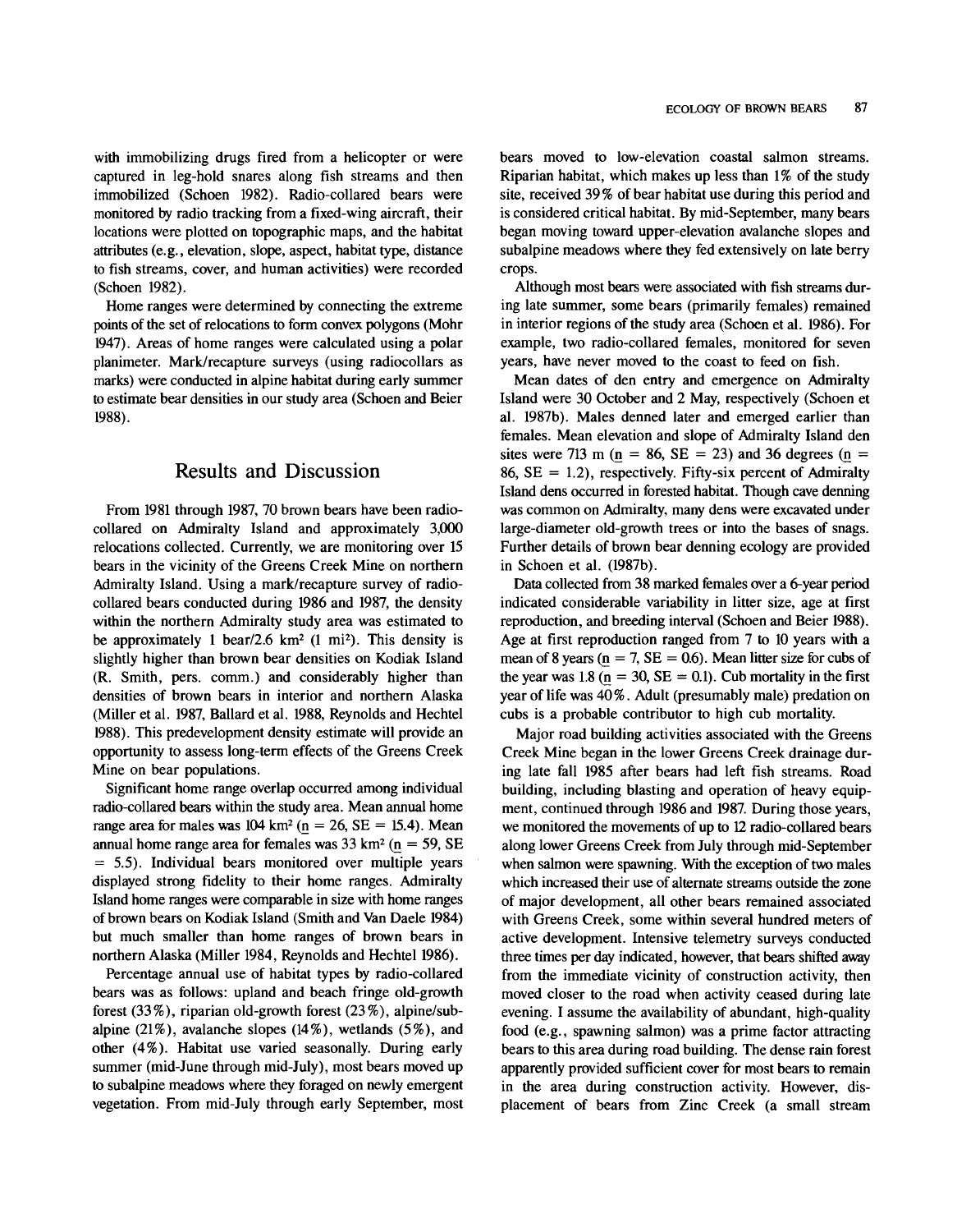with immobilizing drugs fired from a helicopter or were captured in leg-hold snares along fish streams and then immobilized (Schoen 1982). Radio-collared bears were monitored by radio tracking from a fixed-wing aircraft, their locations were plotted on topographic maps, and the habitat attributes (e.g., elevation, slope, aspect, habitat type, distance to fish streams, cover, and human activities) were recorded (Schoen 1982).

Home ranges were determined by connecting the extreme points of the set of relocations to form convex polygons (Mohr 1947). Areas of home ranges were calculated using a polar planimeter. Mark/recapture surveys (using radiocollars as marks) were conducted in alpine habitat during early summer to estimate bear densities in our study area (Schoen and Beier 1988).

## Results and Discussion

From 1981 through 1987, 70 brown bears have been radio-collared on Admiralty Island and approximately 3,000 relocations collected. Currently, we are monitoring over 15 bears in the vicinity of the Greens Creek Mine on northern Admiralty Island. Using a mark/recapture survey of radio-collared bears conducted during 1986 and 1987, the density within the northern Admiralty study area was estimated to be approximately 1 bear/2.6 km$^2$ (1 mi$^2$). This density is slightly higher than brown bear densities on Kodiak Island (R. Smith, pers. comm.) and considerably higher than densities of brown bears in interior and northern Alaska (Miller et al. 1987, Ballard et al. 1988, Reynolds and Hechtel 1988). This predevelopment density estimate will provide an opportunity to assess long-term effects of the Greens Creek Mine on bear populations.

Significant home range overlap occurred among individual radio-collared bears within the study area. Mean annual home range area for males was 104 km$^2$ ($n$ = 26, SE = 15.4). Mean annual home range area for females was 33 km$^2$ ($n$ = 59, SE = 5.5). Individual bears monitored over multiple years displayed strong fidelity to their home ranges. Admiralty Island home ranges were comparable in size with home ranges of brown bears on Kodiak Island (Smith and Van Daele 1984) but much smaller than home ranges of brown bears in northern Alaska (Miller 1984, Reynolds and Hechtel 1986).

Percentage annual use of habitat types by radio-collared bears was as follows: upland and beach fringe old-growth forest (33%), riparian old-growth forest (23%), alpine/subalpine (21%), avalanche slopes (14%), wetlands (5%), and other (4%). Habitat use varied seasonally. During early summer (mid-June through mid-July), most bears moved up to subalpine meadows where they foraged on newly emergent vegetation. From mid-July through early September, most bears moved to low-elevation coastal salmon streams. Riparian habitat, which makes up less than 1% of the study site, received 39% of bear habitat use during this period and is considered critical habitat. By mid-September, many bears began moving toward upper-elevation avalanche slopes and subalpine meadows where they fed extensively on late berry crops.

Although most bears were associated with fish streams during late summer, some bears (primarily females) remained in interior regions of the study area (Schoen et al. 1986). For example, two radio-collared females, monitored for seven years, have never moved to the coast to feed on fish.

Mean dates of den entry and emergence on Admiralty Island were 30 October and 2 May, respectively (Schoen et al. 1987b). Males denned later and emerged earlier than females. Mean elevation and slope of Admiralty Island den sites were 713 m ($n$ = 86, SE = 23) and 36 degrees ($n$ = 86, SE = 1.2), respectively. Fifty-six percent of Admiralty Island dens occurred in forested habitat. Though cave denning was common on Admiralty, many dens were excavated under large-diameter old-growth trees or into the bases of snags. Further details of brown bear denning ecology are provided in Schoen et al. (1987b).

Data collected from 38 marked females over a 6-year period indicated considerable variability in litter size, age at first reproduction, and breeding interval (Schoen and Beier 1988). Age at first reproduction ranged from 7 to 10 years with a mean of 8 years ($n$ = 7, SE = 0.6). Mean litter size for cubs of the year was 1.8 ($n$ = 30, SE = 0.1). Cub mortality in the first year of life was 40%. Adult (presumably male) predation on cubs is a probable contributor to high cub mortality.

Major road building activities associated with the Greens Creek Mine began in the lower Greens Creek drainage during late fall 1985 after bears had left fish streams. Road building, including blasting and operation of heavy equipment, continued through 1986 and 1987. During those years, we monitored the movements of up to 12 radio-collared bears along lower Greens Creek from July through mid-September when salmon were spawning. With the exception of two males which increased their use of alternate streams outside the zone of major development, all other bears remained associated with Greens Creek, some within several hundred meters of active development. Intensive telemetry surveys conducted three times per day indicated, however, that bears shifted away from the immediate vicinity of construction activity, then moved closer to the road when activity ceased during late evening. I assume the availability of abundant, high-quality food (e.g., spawning salmon) was a prime factor attracting bears to this area during road building. The dense rain forest apparently provided sufficient cover for most bears to remain in the area during construction activity. However, displacement of bears from Zinc Creek (a small stream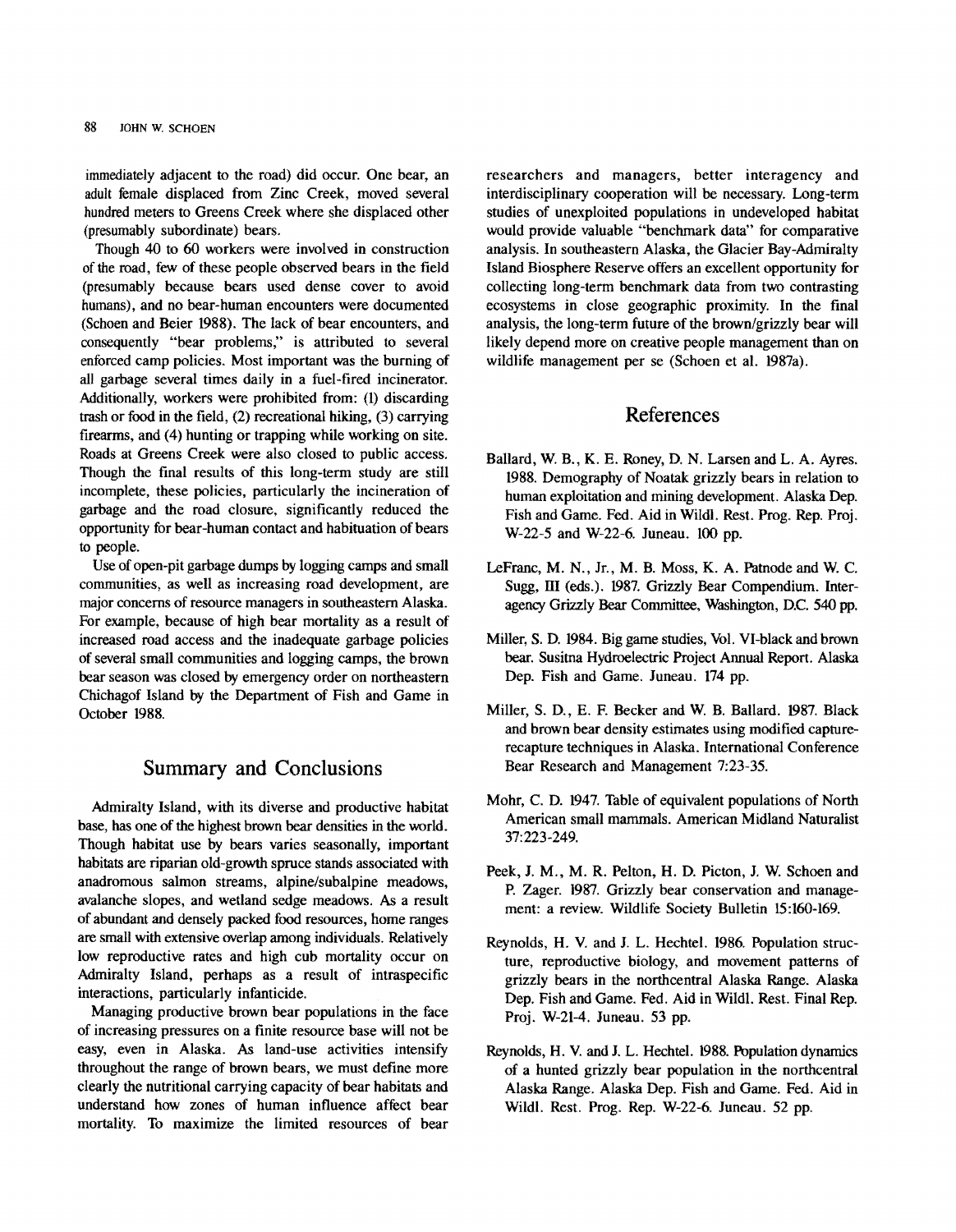immediately adjacent to the road) did occur. One bear, an adult female displaced from Zinc Creek, moved several hundred meters to Greens Creek where she displaced other (presumably subordinate) bears.

Though 40 to 60 workers were involved in construction of the road, few of these people observed bears in the field (presumably because bears used dense cover to avoid humans), and no bear-human encounters were documented (Schoen and Beier 1988). The lack of bear encounters, and consequently "bear problems," is attributed to several enforced camp policies. Most important was the burning of all garbage several times daily in a fuel-fired incinerator. Additionally, workers were prohibited from: (1) discarding trash or food in the field, (2) recreational hiking, (3) carrying firearms, and (4) hunting or trapping while working on site. Roads at Greens Creek were also closed to public access. Though the final results of this long-term study are still incomplete, these policies, particularly the incineration of garbage and the road closure, significantly reduced the opportunity for bear-human contact and habituation of bears to people.

Use of open-pit garbage dumps by logging camps and small communities, as well as increasing road development, are major concerns of resource managers in southeastern Alaska. For example, because of high bear mortality as a result of increased road access and the inadequate garbage policies of several small communities and logging camps, the brown bear season was closed by emergency order on northeastern Chichagof Island by the Department of Fish and Game in October 1988.

## Summary and Conclusions

Admiralty Island, with its diverse and productive habitat base, has one of the highest brown bear densities in the world. Though habitat use by bears varies seasonally, important habitats are riparian old-growth spruce stands associated with anadromous salmon streams, alpine/subalpine meadows, avalanche slopes, and wetland sedge meadows. As a result of abundant and densely packed food resources, home ranges are small with extensive overlap among individuals. Relatively low reproductive rates and high cub mortality occur on Admiralty Island, perhaps as a result of intraspecific interactions, particularly infanticide.

Managing productive brown bear populations in the face of increasing pressures on a finite resource base will not be easy, even in Alaska. As land-use activities intensify throughout the range of brown bears, we must define more clearly the nutritional carrying capacity of bear habitats and understand how zones of human influence affect bear mortality. To maximize the limited resources of bear researchers and managers, better interagency and interdisciplinary cooperation will be necessary. Long-term studies of unexploited populations in undeveloped habitat would provide valuable "benchmark data" for comparative analysis. In southeastern Alaska, the Glacier Bay-Admiralty Island Biosphere Reserve offers an excellent opportunity for collecting long-term benchmark data from two contrasting ecosystems in close geographic proximity. In the final analysis, the long-term future of the brown/grizzly bear will likely depend more on creative people management than on wildlife management per se (Schoen et al. 1987a).

## References

Ballard, W. B., K. E. Roney, D. N. Larsen and L. A. Ayres. 1988. Demography of Noatak grizzly bears in relation to human exploitation and mining development. Alaska Dep. Fish and Game. Fed. Aid in Wildl. Rest. Prog. Rep. Proj. W-22-5 and W-22-6. Juneau. 100 pp.

LeFranc, M. N., Jr., M. B. Moss, K. A. Patnode and W. C. Sugg, III (eds.). 1987. Grizzly Bear Compendium. Interagency Grizzly Bear Committee, Washington, D.C. 540 pp.

Miller, S. D. 1984. Big game studies, Vol. VI-black and brown bear. Susitna Hydroelectric Project Annual Report. Alaska Dep. Fish and Game. Juneau. 174 pp.

Miller, S. D., E. F. Becker and W. B. Ballard. 1987. Black and brown bear density estimates using modified capture-recapture techniques in Alaska. International Conference Bear Research and Management 7:23-35.

Mohr, C. D. 1947. Table of equivalent populations of North American small mammals. American Midland Naturalist 37:223-249.

Peek, J. M., M. R. Pelton, H. D. Picton, J. W. Schoen and P. Zager. 1987. Grizzly bear conservation and management: a review. Wildlife Society Bulletin 15:160-169.

Reynolds, H. V. and J. L. Hechtel. 1986. Population structure, reproductive biology, and movement patterns of grizzly bears in the northcentral Alaska Range. Alaska Dep. Fish and Game. Fed. Aid in Wildl. Rest. Final Rep. Proj. W-21-4. Juneau. 53 pp.

Reynolds, H. V. and J. L. Hechtel. 1988. Population dynamics of a hunted grizzly bear population in the northcentral Alaska Range. Alaska Dep. Fish and Game. Fed. Aid in Wildl. Rest. Prog. Rep. W-22-6. Juneau. 52 pp.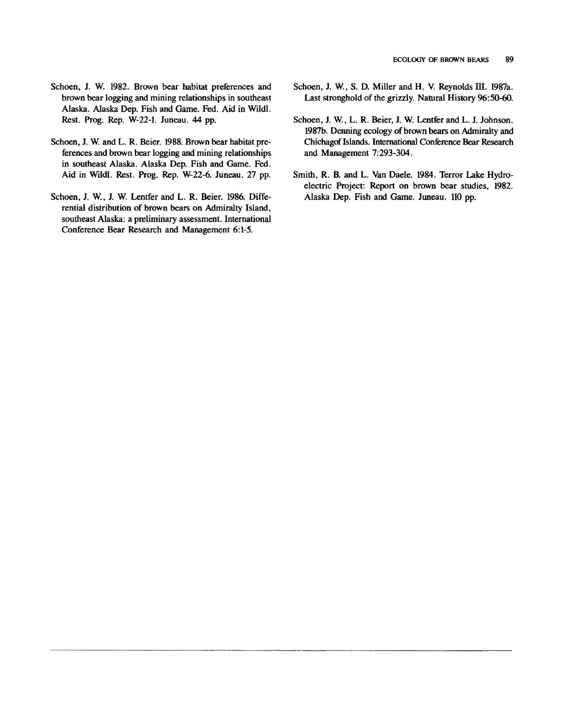Schoen, J. W. 1982. Brown bear habitat preferences and brown bear logging and mining relationships in southeast Alaska. Alaska Dep. Fish and Game. Fed. Aid in Wildl. Rest. Prog. Rep. W-22-1. Juneau. 44 pp.

Schoen, J. W. and L. R. Beier. 1988. Brown bear habitat preferences and brown bear logging and mining relationships in southeast Alaska. Alaska Dep. Fish and Game. Fed. Aid in Wildl. Rest. Prog. Rep. W-22-6. Juneau. 27 pp.

Schoen, J. W., J. W. Lentfer and L. R. Beier. 1986. Differential distribution of brown bears on Admiralty Island, southeast Alaska: a preliminary assessment. International Conference Bear Research and Management 6:1-5.

Schoen, J. W., S. D. Miller and H. V. Reynolds III. 1987a. Last stronghold of the grizzly. Natural History 96:50-60.

Schoen, J. W., L. R. Beier, J. W. Lentfer and L. J. Johnson. 1987b. Denning ecology of brown bears on Admiralty and Chichagof Islands. International Conference Bear Research and Management 7:293-304.

Smith, R. B. and L. Van Daele. 1984. Terror Lake Hydroelectric Project: Report on brown bear studies, 1982. Alaska Dep. Fish and Game. Juneau. 110 pp.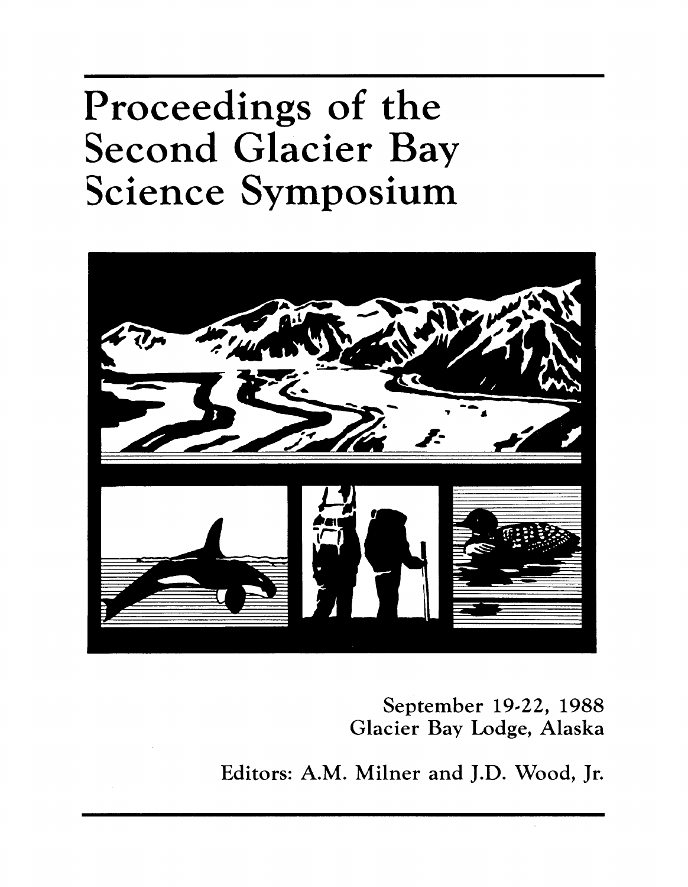# Proceedings of the Second Glacier Bay Science Symposium

September 19-22, 1988
Glacier Bay Lodge, Alaska

Editors: A.M. Milner and J.D. Wood, Jr.